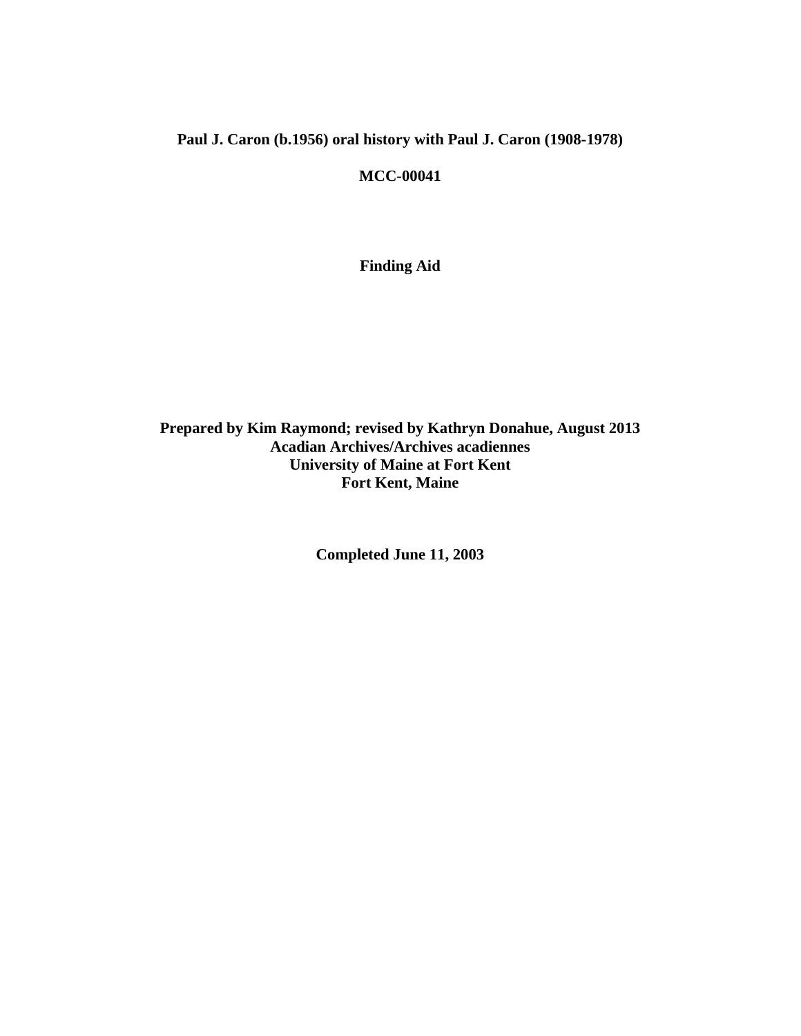**Paul J. Caron (b.1956) oral history with Paul J. Caron (1908-1978)**

**MCC-00041**

**Finding Aid**

**Prepared by Kim Raymond; revised by Kathryn Donahue, August 2013**
**Acadian Archives/Archives acadiennes**
**University of Maine at Fort Kent**
**Fort Kent, Maine**

**Completed June 11, 2003**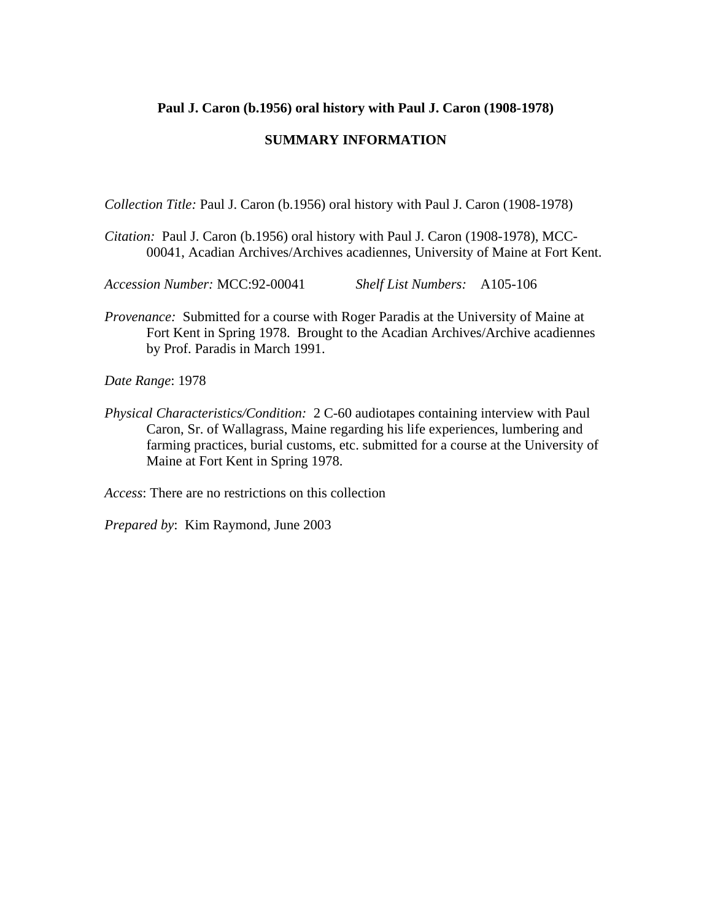**Paul J. Caron (b.1956) oral history with Paul J. Caron (1908-1978)**

**SUMMARY INFORMATION**

*Collection Title:* Paul J. Caron (b.1956) oral history with Paul J. Caron (1908-1978)

*Citation:* Paul J. Caron (b.1956) oral history with Paul J. Caron (1908-1978), MCC-00041, Acadian Archives/Archives acadiennes, University of Maine at Fort Kent.

*Accession Number:* MCC:92-00041 *Shelf List Numbers:* A105-106

*Provenance:* Submitted for a course with Roger Paradis at the University of Maine at Fort Kent in Spring 1978. Brought to the Acadian Archives/Archive acadiennes by Prof. Paradis in March 1991.

*Date Range*: 1978

*Physical Characteristics/Condition:* 2 C-60 audiotapes containing interview with Paul Caron, Sr. of Wallagrass, Maine regarding his life experiences, lumbering and farming practices, burial customs, etc. submitted for a course at the University of Maine at Fort Kent in Spring 1978.

*Access*: There are no restrictions on this collection

*Prepared by*: Kim Raymond, June 2003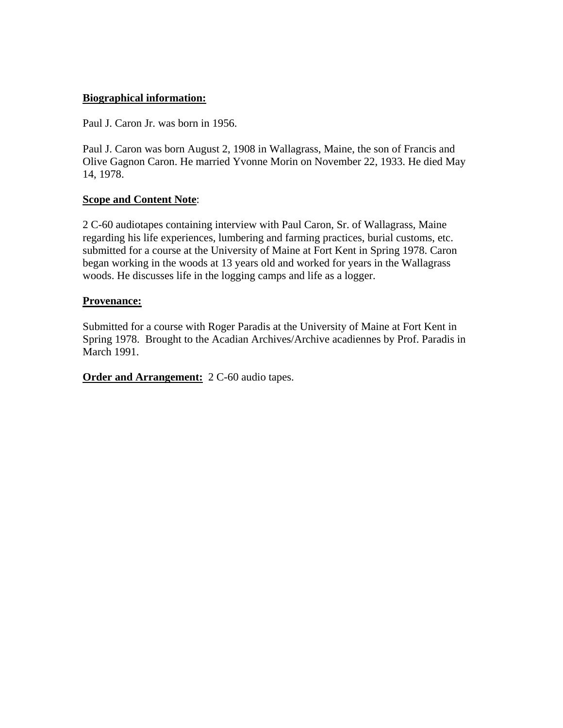**Biographical information:**

Paul J. Caron Jr. was born in 1956.

Paul J. Caron was born August 2, 1908 in Wallagrass, Maine, the son of Francis and Olive Gagnon Caron. He married Yvonne Morin on November 22, 1933. He died May 14, 1978.

**Scope and Content Note**:

2 C-60 audiotapes containing interview with Paul Caron, Sr. of Wallagrass, Maine regarding his life experiences, lumbering and farming practices, burial customs, etc. submitted for a course at the University of Maine at Fort Kent in Spring 1978. Caron began working in the woods at 13 years old and worked for years in the Wallagrass woods. He discusses life in the logging camps and life as a logger.

**Provenance:**

Submitted for a course with Roger Paradis at the University of Maine at Fort Kent in Spring 1978. Brought to the Acadian Archives/Archive acadiennes by Prof. Paradis in March 1991.

**Order and Arrangement:** 2 C-60 audio tapes.